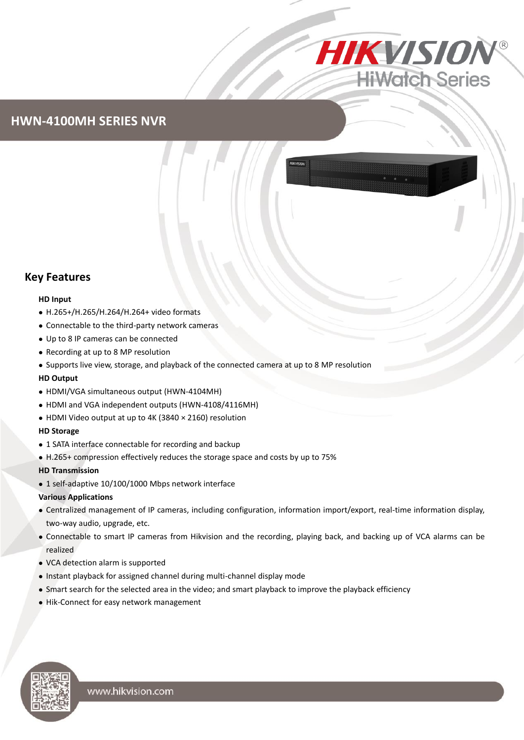HIKVISION

HiWatch Series

# HWN-4100MH SERIES NVR

## Key Features

**HD Input**

- H.265+/H.265/H.264/H.264+ video formats
- Connectable to the third-party network cameras
- Up to 8 IP cameras can be connected
- Recording at up to 8 MP resolution
- Supports live view, storage, and playback of the connected camera at up to 8 MP resolution

**HD Output**

- HDMI/VGA simultaneous output (HWN-4104MH)
- HDMI and VGA independent outputs (HWN-4108/4116MH)
- HDMI Video output at up to 4K (3840 × 2160) resolution

**HD Storage**

- 1 SATA interface connectable for recording and backup
- H.265+ compression effectively reduces the storage space and costs by up to 75%

**HD Transmission**

- 1 self-adaptive 10/100/1000 Mbps network interface

**Various Applications**

- Centralized management of IP cameras, including configuration, information import/export, real-time information display, two-way audio, upgrade, etc.
- Connectable to smart IP cameras from Hikvision and the recording, playing back, and backing up of VCA alarms can be realized
- VCA detection alarm is supported
- Instant playback for assigned channel during multi-channel display mode
- Smart search for the selected area in the video; and smart playback to improve the playback efficiency
- Hik-Connect for easy network management

www.hikvision.com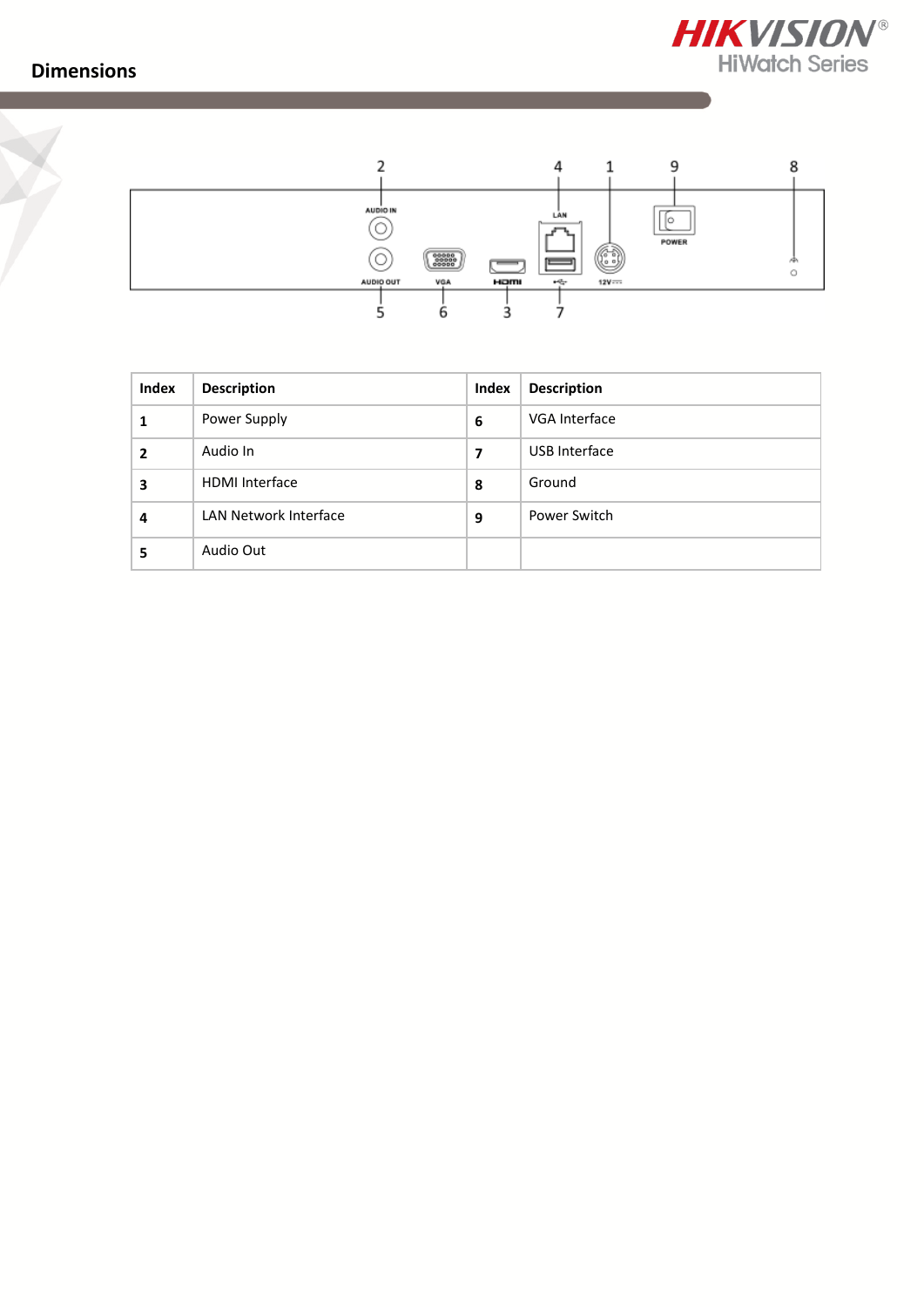## Dimensions

| Index | Description | Index | Description |
|---|---|---|---|
| **1** | Power Supply | **6** | VGA Interface |
| **2** | Audio In | **7** | USB Interface |
| **3** | HDMI Interface | **8** | Ground |
| **4** | LAN Network Interface | **9** | Power Switch |
| **5** | Audio Out | | |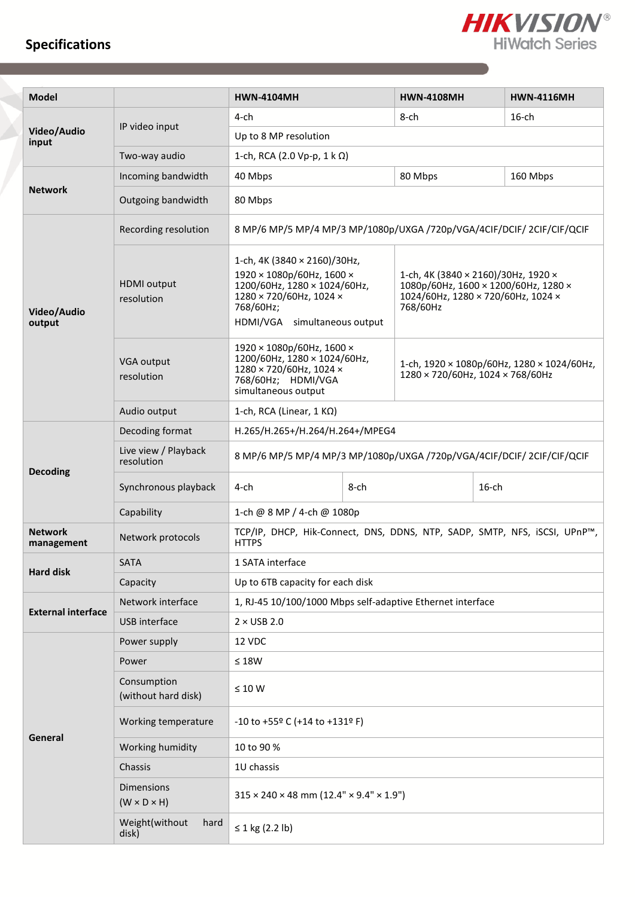## Specifications

| Model | | HWN-4104MH | HWN-4108MH | HWN-4116MH |
|---|---|---|---|---|
| Video/Audio input | IP video input | 4-ch | 8-ch | 16-ch |
| | | Up to 8 MP resolution | | |
| | Two-way audio | 1-ch, RCA (2.0 Vp-p, 1 k Ω) | | |
| Network | Incoming bandwidth | 40 Mbps | 80 Mbps | 160 Mbps |
| | Outgoing bandwidth | 80 Mbps | | |
| Video/Audio output | Recording resolution | 8 MP/6 MP/5 MP/4 MP/3 MP/1080p/UXGA /720p/VGA/4CIF/DCIF/ 2CIF/CIF/QCIF | | |
| | HDMI output resolution | 1-ch, 4K (3840 × 2160)/30Hz, 1920 × 1080p/60Hz, 1600 × 1200/60Hz, 1280 × 1024/60Hz, 1280 × 720/60Hz, 1024 × 768/60Hz; HDMI/VGA simultaneous output | 1-ch, 4K (3840 × 2160)/30Hz, 1920 × 1080p/60Hz, 1600 × 1200/60Hz, 1280 × 1024/60Hz, 1280 × 720/60Hz, 1024 × 768/60Hz | |
| | VGA output resolution | 1920 × 1080p/60Hz, 1600 × 1200/60Hz, 1280 × 1024/60Hz, 1280 × 720/60Hz, 1024 × 768/60Hz; HDMI/VGA simultaneous output | 1-ch, 1920 × 1080p/60Hz, 1280 × 1024/60Hz, 1280 × 720/60Hz, 1024 × 768/60Hz | |
| | Audio output | 1-ch, RCA (Linear, 1 KΩ) | | |
| Decoding | Decoding format | H.265/H.265+/H.264/H.264+/MPEG4 | | |
| | Live view / Playback resolution | 8 MP/6 MP/5 MP/4 MP/3 MP/1080p/UXGA /720p/VGA/4CIF/DCIF/ 2CIF/CIF/QCIF | | |
| | Synchronous playback | 4-ch | 8-ch | 16-ch |
| | Capability | 1-ch @ 8 MP / 4-ch @ 1080p | | |
| Network management | Network protocols | TCP/IP, DHCP, Hik-Connect, DNS, DDNS, NTP, SADP, SMTP, NFS, iSCSI, UPnP™, HTTPS | | |
| Hard disk | SATA | 1 SATA interface | | |
| | Capacity | Up to 6TB capacity for each disk | | |
| External interface | Network interface | 1, RJ-45 10/100/1000 Mbps self-adaptive Ethernet interface | | |
| | USB interface | 2 × USB 2.0 | | |
| General | Power supply | 12 VDC | | |
| | Power | ≤ 18W | | |
| | Consumption (without hard disk) | ≤ 10 W | | |
| | Working temperature | -10 to +55º C (+14 to +131º F) | | |
| | Working humidity | 10 to 90 % | | |
| | Chassis | 1U chassis | | |
| | Dimensions (W × D × H) | 315 × 240 × 48 mm (12.4" × 9.4" × 1.9") | | |
| | Weight(without hard disk) | ≤ 1 kg (2.2 lb) | | |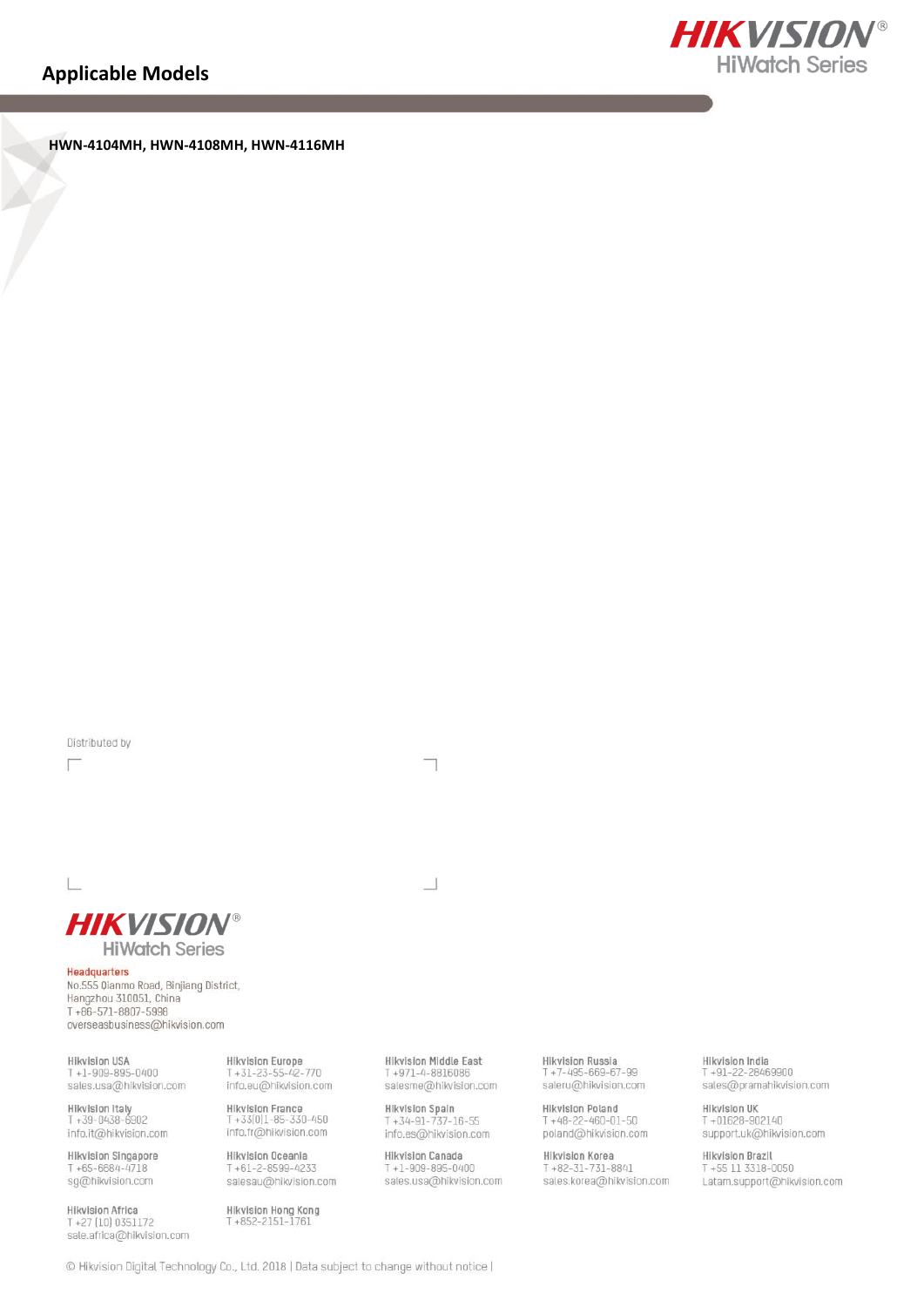## Applicable Models

**HWN-4104MH, HWN-4108MH, HWN-4116MH**

Distributed by

HIKVISION®
HiWatch Series

Headquarters
No.555 Qianmo Road, Binjiang District,
Hangzhou 310051, China
T +86-571-8807-5998
overseasbusiness@hikvision.com

Hikvision USA
T +1-909-895-0400
sales.usa@hikvision.com

Hikvision Europe
T +31-23-55-42-770
info.eu@hikvision.com

Hikvision Middle East
T +971-4-8816086
salesme@hikvision.com

Hikvision Russia
T +7-495-669-67-99
saleru@hikvision.com

Hikvision India
T +91-22-28469900
sales@pramahikvision.com

Hikvision Italy
T +39-0438-6902
info.it@hikvision.com

Hikvision France
T +33(0)1-85-330-450
info.fr@hikvision.com

Hikvision Spain
T +34-91-737-16-55
info.es@hikvision.com

Hikvision Poland
T +48-22-460-01-50
poland@hikvision.com

Hikvision UK
T +01628-902140
support.uk@hikvision.com

Hikvision Singapore
T +65-6684-4718
sg@hikvision.com

Hikvision Oceania
T +61-2-8599-4233
salesau@hikvision.com

Hikvision Canada
T +1-909-895-0400
sales.usa@hikvision.com

Hikvision Korea
T +82-31-731-8841
sales.korea@hikvision.com

Hikvision Brazil
T +55 11 3318-0050
Latam.support@hikvision.com

Hikvision Africa
T +27 (10) 0351172
sale.africa@hikvision.com

Hikvision Hong Kong
T +852-2151-1761

© Hikvision Digital Technology Co., Ltd. 2018 | Data subject to change without notice |